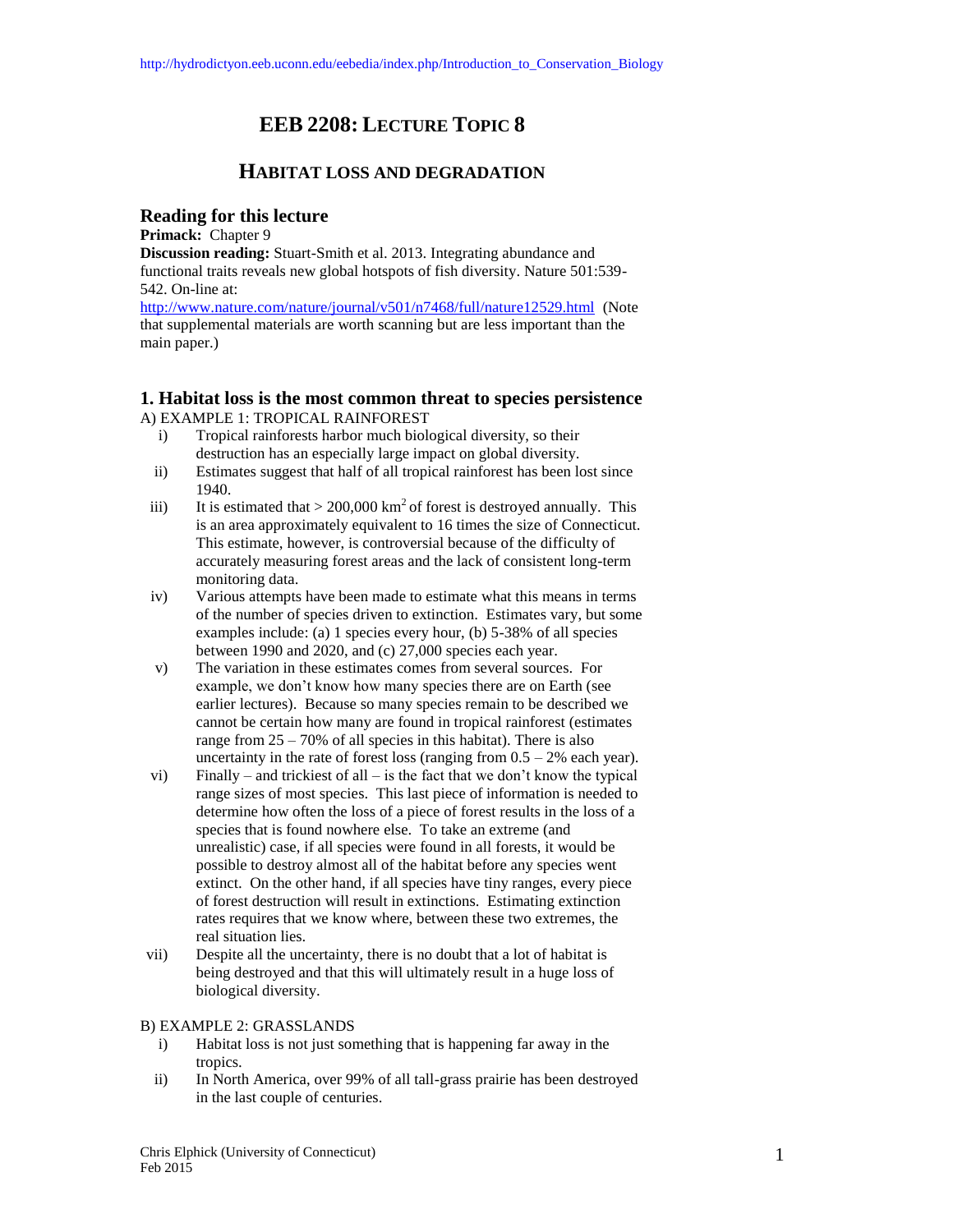http://hydrodictyon.eeb.uconn.edu/eebedia/index.php/Introduction_to_Conservation_Biology

# EEB 2208: LECTURE TOPIC 8

## HABITAT LOSS AND DEGRADATION

### Reading for this lecture

**Primack:** Chapter 9

**Discussion reading:** Stuart-Smith et al. 2013. Integrating abundance and functional traits reveals new global hotspots of fish diversity. Nature 501:539-542. On-line at: http://www.nature.com/nature/journal/v501/n7468/full/nature12529.html (Note that supplemental materials are worth scanning but are less important than the main paper.)

### 1. Habitat loss is the most common threat to species persistence

A) EXAMPLE 1: TROPICAL RAINFOREST

i) Tropical rainforests harbor much biological diversity, so their destruction has an especially large impact on global diversity.

ii) Estimates suggest that half of all tropical rainforest has been lost since 1940.

iii) It is estimated that > 200,000 $km^2$ of forest is destroyed annually. This is an area approximately equivalent to 16 times the size of Connecticut. This estimate, however, is controversial because of the difficulty of accurately measuring forest areas and the lack of consistent long-term monitoring data.

iv) Various attempts have been made to estimate what this means in terms of the number of species driven to extinction. Estimates vary, but some examples include: (a) 1 species every hour, (b) 5-38% of all species between 1990 and 2020, and (c) 27,000 species each year.

v) The variation in these estimates comes from several sources. For example, we don't know how many species there are on Earth (see earlier lectures). Because so many species remain to be described we cannot be certain how many are found in tropical rainforest (estimates range from 25 – 70% of all species in this habitat). There is also uncertainty in the rate of forest loss (ranging from 0.5 – 2% each year).

vi) Finally – and trickiest of all – is the fact that we don't know the typical range sizes of most species. This last piece of information is needed to determine how often the loss of a piece of forest results in the loss of a species that is found nowhere else. To take an extreme (and unrealistic) case, if all species were found in all forests, it would be possible to destroy almost all of the habitat before any species went extinct. On the other hand, if all species have tiny ranges, every piece of forest destruction will result in extinctions. Estimating extinction rates requires that we know where, between these two extremes, the real situation lies.

vii) Despite all the uncertainty, there is no doubt that a lot of habitat is being destroyed and that this will ultimately result in a huge loss of biological diversity.

B) EXAMPLE 2: GRASSLANDS

i) Habitat loss is not just something that is happening far away in the tropics.

ii) In North America, over 99% of all tall-grass prairie has been destroyed in the last couple of centuries.

Chris Elphick (University of Connecticut)
Feb 2015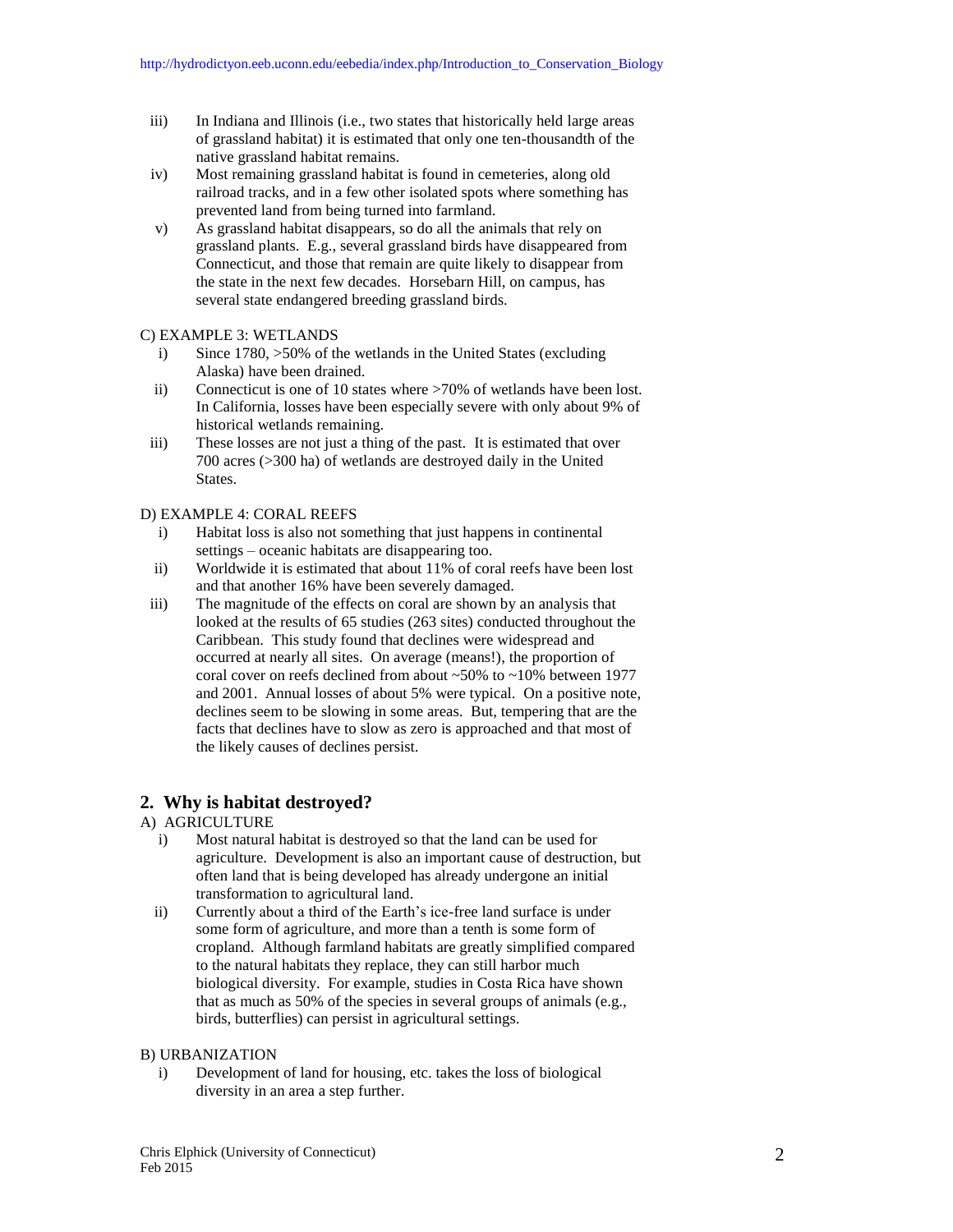iii) In Indiana and Illinois (i.e., two states that historically held large areas of grassland habitat) it is estimated that only one ten-thousandth of the native grassland habitat remains.

iv) Most remaining grassland habitat is found in cemeteries, along old railroad tracks, and in a few other isolated spots where something has prevented land from being turned into farmland.

v) As grassland habitat disappears, so do all the animals that rely on grassland plants. E.g., several grassland birds have disappeared from Connecticut, and those that remain are quite likely to disappear from the state in the next few decades. Horsebarn Hill, on campus, has several state endangered breeding grassland birds.

C) EXAMPLE 3: WETLANDS

i) Since 1780, >50% of the wetlands in the United States (excluding Alaska) have been drained.

ii) Connecticut is one of 10 states where >70% of wetlands have been lost. In California, losses have been especially severe with only about 9% of historical wetlands remaining.

iii) These losses are not just a thing of the past. It is estimated that over 700 acres (>300 ha) of wetlands are destroyed daily in the United States.

D) EXAMPLE 4: CORAL REEFS

i) Habitat loss is also not something that just happens in continental settings – oceanic habitats are disappearing too.

ii) Worldwide it is estimated that about 11% of coral reefs have been lost and that another 16% have been severely damaged.

iii) The magnitude of the effects on coral are shown by an analysis that looked at the results of 65 studies (263 sites) conducted throughout the Caribbean. This study found that declines were widespread and occurred at nearly all sites. On average (means!), the proportion of coral cover on reefs declined from about ~50% to ~10% between 1977 and 2001. Annual losses of about 5% were typical. On a positive note, declines seem to be slowing in some areas. But, tempering that are the facts that declines have to slow as zero is approached and that most of the likely causes of declines persist.

## 2. Why is habitat destroyed?

A) AGRICULTURE

i) Most natural habitat is destroyed so that the land can be used for agriculture. Development is also an important cause of destruction, but often land that is being developed has already undergone an initial transformation to agricultural land.

ii) Currently about a third of the Earth's ice-free land surface is under some form of agriculture, and more than a tenth is some form of cropland. Although farmland habitats are greatly simplified compared to the natural habitats they replace, they can still harbor much biological diversity. For example, studies in Costa Rica have shown that as much as 50% of the species in several groups of animals (e.g., birds, butterflies) can persist in agricultural settings.

B) URBANIZATION

i) Development of land for housing, etc. takes the loss of biological diversity in an area a step further.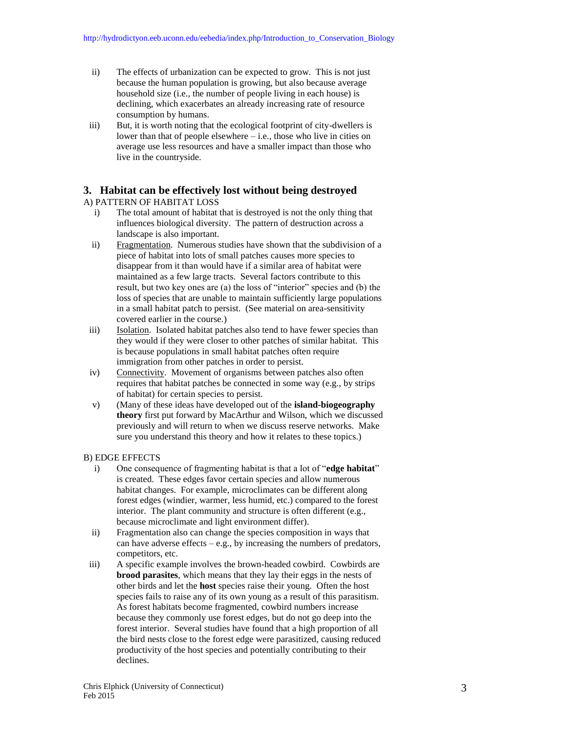ii) The effects of urbanization can be expected to grow. This is not just because the human population is growing, but also because average household size (i.e., the number of people living in each house) is declining, which exacerbates an already increasing rate of resource consumption by humans.

iii) But, it is worth noting that the ecological footprint of city-dwellers is lower than that of people elsewhere – i.e., those who live in cities on average use less resources and have a smaller impact than those who live in the countryside.

## 3. Habitat can be effectively lost without being destroyed

A) PATTERN OF HABITAT LOSS

i) The total amount of habitat that is destroyed is not the only thing that influences biological diversity. The pattern of destruction across a landscape is also important.

ii) <u>Fragmentation</u>. Numerous studies have shown that the subdivision of a piece of habitat into lots of small patches causes more species to disappear from it than would have if a similar area of habitat were maintained as a few large tracts. Several factors contribute to this result, but two key ones are (a) the loss of "interior" species and (b) the loss of species that are unable to maintain sufficiently large populations in a small habitat patch to persist. (See material on area-sensitivity covered earlier in the course.)

iii) <u>Isolation</u>. Isolated habitat patches also tend to have fewer species than they would if they were closer to other patches of similar habitat. This is because populations in small habitat patches often require immigration from other patches in order to persist.

iv) <u>Connectivity</u>. Movement of organisms between patches also often requires that habitat patches be connected in some way (e.g., by strips of habitat) for certain species to persist.

v) (Many of these ideas have developed out of the **island-biogeography theory** first put forward by MacArthur and Wilson, which we discussed previously and will return to when we discuss reserve networks. Make sure you understand this theory and how it relates to these topics.)

B) EDGE EFFECTS

i) One consequence of fragmenting habitat is that a lot of "**edge habitat**" is created. These edges favor certain species and allow numerous habitat changes. For example, microclimates can be different along forest edges (windier, warmer, less humid, etc.) compared to the forest interior. The plant community and structure is often different (e.g., because microclimate and light environment differ).

ii) Fragmentation also can change the species composition in ways that can have adverse effects – e.g., by increasing the numbers of predators, competitors, etc.

iii) A specific example involves the brown-headed cowbird. Cowbirds are **brood parasites**, which means that they lay their eggs in the nests of other birds and let the **host** species raise their young. Often the host species fails to raise any of its own young as a result of this parasitism. As forest habitats become fragmented, cowbird numbers increase because they commonly use forest edges, but do not go deep into the forest interior. Several studies have found that a high proportion of all the bird nests close to the forest edge were parasitized, causing reduced productivity of the host species and potentially contributing to their declines.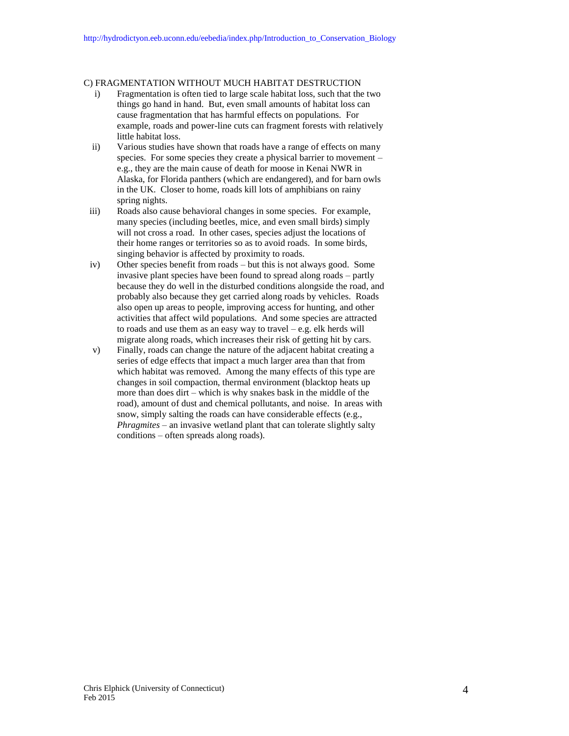### C) FRAGMENTATION WITHOUT MUCH HABITAT DESTRUCTION

i) Fragmentation is often tied to large scale habitat loss, such that the two things go hand in hand. But, even small amounts of habitat loss can cause fragmentation that has harmful effects on populations. For example, roads and power-line cuts can fragment forests with relatively little habitat loss.

ii) Various studies have shown that roads have a range of effects on many species. For some species they create a physical barrier to movement – e.g., they are the main cause of death for moose in Kenai NWR in Alaska, for Florida panthers (which are endangered), and for barn owls in the UK. Closer to home, roads kill lots of amphibians on rainy spring nights.

iii) Roads also cause behavioral changes in some species. For example, many species (including beetles, mice, and even small birds) simply will not cross a road. In other cases, species adjust the locations of their home ranges or territories so as to avoid roads. In some birds, singing behavior is affected by proximity to roads.

iv) Other species benefit from roads – but this is not always good. Some invasive plant species have been found to spread along roads – partly because they do well in the disturbed conditions alongside the road, and probably also because they get carried along roads by vehicles. Roads also open up areas to people, improving access for hunting, and other activities that affect wild populations. And some species are attracted to roads and use them as an easy way to travel – e.g. elk herds will migrate along roads, which increases their risk of getting hit by cars.

v) Finally, roads can change the nature of the adjacent habitat creating a series of edge effects that impact a much larger area than that from which habitat was removed. Among the many effects of this type are changes in soil compaction, thermal environment (blacktop heats up more than does dirt – which is why snakes bask in the middle of the road), amount of dust and chemical pollutants, and noise. In areas with snow, simply salting the roads can have considerable effects (e.g., *Phragmites* – an invasive wetland plant that can tolerate slightly salty conditions – often spreads along roads).